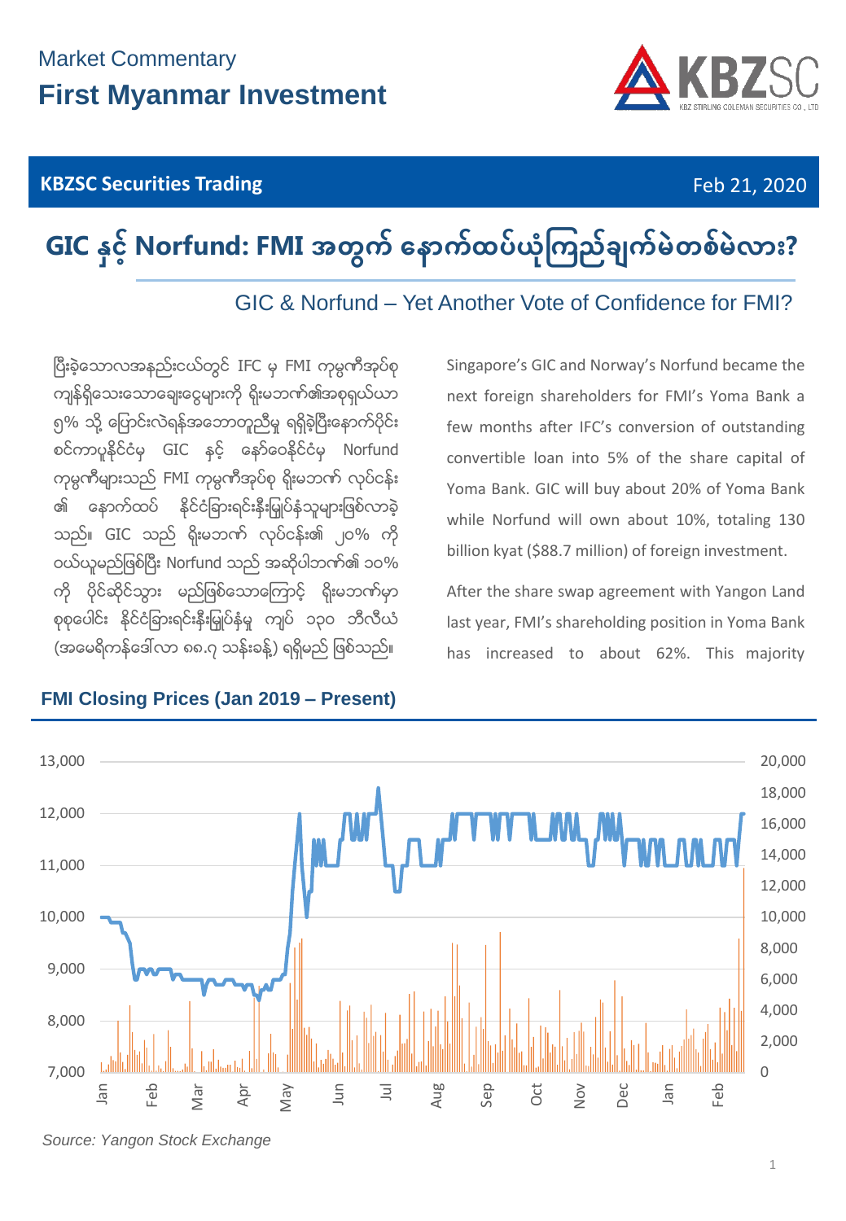Market Commentary

# First Myanmar Investment

**KBZSC Securities Trading** Feb 21, 2020

## GIC နှင့် Norfund: FMI အတွက် နောက်ထပ်ယုံကြည်ချက်မဲတစ်မဲလား?

### GIC & Norfund – Yet Another Vote of Confidence for FMI?

ပြီးခဲ့သောလအနည်းငယ်တွင် IFC မှ FMI ကုမ္ပဏီအုပ်စု ကျန်ရှိသေးသောချေးငွေများကို ရိုးမဘဏ်၏အစုရှယ်ယာ ၅% သို့ ပြောင်းလဲရန်အဘောတူညီမှု ရရှိခဲ့ပြီးနောက်ပိုင်း စင်ကာပူနိုင်ငံမှ GIC နှင့် နော်ဝေနိုင်ငံမှ Norfund ကုမ္ပဏီများသည် FMI ကုမ္ပဏီအုပ်စု ရိုးမဘဏ် လုပ်ငန်း၏ နောက်ထပ် နိုင်ငံခြားရင်းနှီးမြှုပ်နှံသူများဖြစ်လာခဲ့သည်။ GIC သည် ရိုးမဘဏ် လုပ်ငန်း၏ ၂၀% ကို ဝယ်ယူမည်ဖြစ်ပြီး Norfund သည် အစုရှယ်ယာ၏ ၁၀% ကို ပိုင်ဆိုင်သွား မည်ဖြစ်သောကြောင့် ရိုးမဘဏ်မှာ စုစုပေါင်း နိုင်ငံခြားရင်းနှီးမြှုပ်နှံမှု ကျပ် ၁၃၀ ဘီလီယံ (အမေရိကန်ဒေါ်လာ ၈၈.၇ သန်းခန့်) ရရှိမည် ဖြစ်သည်။

Singapore's GIC and Norway's Norfund became the next foreign shareholders for FMI's Yoma Bank a few months after IFC's conversion of outstanding convertible loan into 5% of the share capital of Yoma Bank. GIC will buy about 20% of Yoma Bank while Norfund will own about 10%, totaling 130 billion kyat ($88.7 million) of foreign investment.

After the share swap agreement with Yangon Land last year, FMI's shareholding position in Yoma Bank has increased to about 62%. This majority

**FMI Closing Prices (Jan 2019 – Present)**

*Source: Yangon Stock Exchange*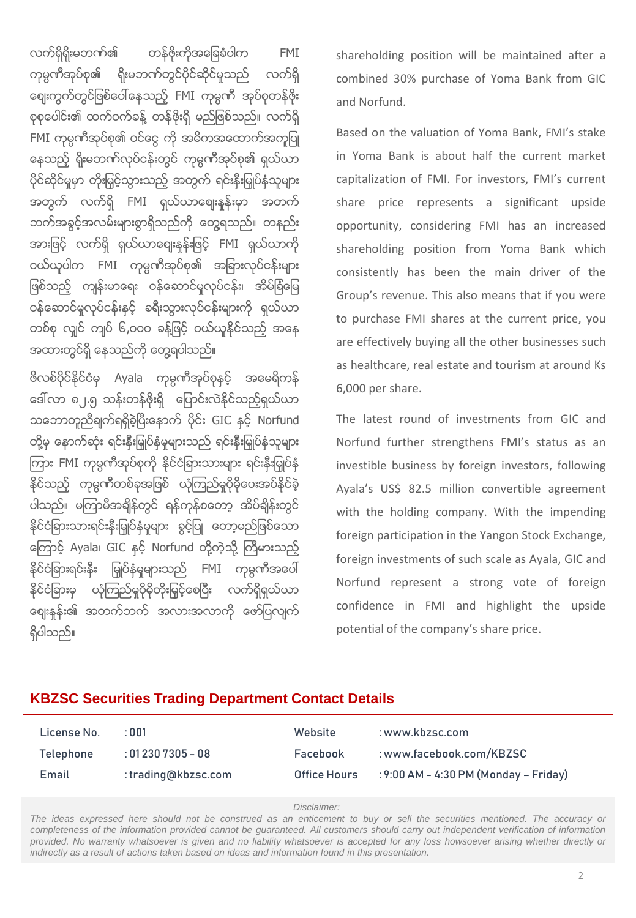လက်ရှိရိုးမဘဏ်၏ တန်ဖိုးကိုအခြေခံပါက FMI ကုမ္ပဏီအုပ်စု၏ ရိုးမဘဏ်တွင်ပိုင်ဆိုင်မှုသည် လက်ရှိ ဈေးကွက်တွင်ဖြစ်ပေါ်နေသည့် FMI ကုမ္ပဏီ အုပ်စုတန်ဖိုး စုစုပေါင်း၏ ထက်ဝက်ခန့် တန်ဖိုးရှိ မည်ဖြစ်သည်။ လက်ရှိ FMI ကုမ္ပဏီအုပ်စု၏ ဝင်ငွေ ကို အဓိကအထောက်အကူပြု နေသည့် ရိုးမဘဏ်လုပ်ငန်းတွင် ကုမ္ပဏီအုပ်စု၏ ရှယ်ယာ ပိုင်ဆိုင်မှုမှာ တိုးမြှင့်သွားသည့် အတွက် ရင်းနှီးမြှုပ်နှံသူများ အတွက် လက်ရှိ FMI ရှယ်ယာဈေးနှုန်းမှာ အတက် ဘက်အခွင့်အလမ်းများစွာရှိသည်ကို တွေ့ရသည်။ တနည်း အားဖြင့် လက်ရှိ ရှယ်ယာဈေးနှုန်းဖြင့် FMI ရှယ်ယာကို ဝယ်ယူပါက FMI ကုမ္ပဏီအုပ်စု၏ အခြားလုပ်ငန်းများ ဖြစ်သည့် ကျန်းမာရေး ဝန်ဆောင်မှုလုပ်ငန်း၊ အိမ်ခြံမြေ ဝန်ဆောင်မှုလုပ်ငန်းနှင့် ခရီးသွားလုပ်ငန်းများကို ရှယ်ယာ တစ်စု လျှင် ကျပ် ၆,၀၀၀ ခန့်ဖြင့် ဝယ်ယူနိုင်သည့် အနေ အထားတွင်ရှိ နေသည်ကို တွေ့ရပါသည်။

ဖိလစ်ပိုင်နိုင်ငံမှ Ayala ကုမ္ပဏီအုပ်စုနှင့် အမေရိကန် ဒေါ်လာ ၈၂.၅ သန်းတန်ဖိုးရှိ ပြောင်းလဲနိုင်သည့်ရှယ်ယာ သဘောတူညီချက်ရရှိခဲ့ပြီးနောက် ပိုင်း GIC နှင့် Norfund တို့မှ နောက်ဆုံး ရင်းနှီးမြှုပ်နှံမှုများသည် ရင်းနှီးမြှုပ်နှံသူများ ကြား FMI ကုမ္ပဏီအုပ်စုကို နိုင်ငံခြားသားများ ရင်းနှီးမြှုပ်နှံ နိုင်သည့် ကုမ္ပဏီတစ်ခုအဖြစ် ယုံကြည်မှုပိုမိုပေးအပ်နိုင်ခဲ့ ပါသည်။ မကြာမီအချိန်တွင် ရန်ကုန်စတော့ အိပ်ချိန်းတွင် နိုင်ငံခြားသားရင်းနှီးမြှုပ်နှံမှုများ ခွင့်ပြု တော့မည်ဖြစ်သော ကြောင့် Ayala၊ GIC နှင့် Norfund တို့ကဲ့သို့ ကြီးမားသည့် နိုင်ငံခြားရင်းနှီး မြှုပ်နှံမှုများသည် FMI ကုမ္ပဏီအပေါ် နိုင်ငံခြားမှ ယုံကြည်မှုပိုမိုတိုးမြှင့်စေပြီး လက်ရှိရှယ်ယာ ဈေးနှုန်း၏ အတက်ဘက် အလားအလာကို ဖော်ပြလျက် ရှိပါသည်။

shareholding position will be maintained after a combined 30% purchase of Yoma Bank from GIC and Norfund.

Based on the valuation of Yoma Bank, FMI's stake in Yoma Bank is about half the current market capitalization of FMI. For investors, FMI's current share price represents a significant upside opportunity, considering FMI has an increased shareholding position from Yoma Bank which consistently has been the main driver of the Group's revenue. This also means that if you were to purchase FMI shares at the current price, you are effectively buying all the other businesses such as healthcare, real estate and tourism at around Ks 6,000 per share.

The latest round of investments from GIC and Norfund further strengthens FMI's status as an investible business by foreign investors, following Ayala's US$ 82.5 million convertible agreement with the holding company. With the impending foreign participation in the Yangon Stock Exchange, foreign investments of such scale as Ayala, GIC and Norfund represent a strong vote of foreign confidence in FMI and highlight the upside potential of the company's share price.

## KBZSC Securities Trading Department Contact Details

| | | | |
|---|---|---|---|
| License No. | : 001 | Website | : www.kbzsc.com |
| Telephone | : 01 230 7305 - 08 | Facebook | : www.facebook.com/KBZSC |
| Email | : trading@kbzsc.com | Office Hours | : 9:00 AM - 4:30 PM (Monday – Friday) |

*Disclaimer:*

*The ideas expressed here should not be construed as an enticement to buy or sell the securities mentioned. The accuracy or completeness of the information provided cannot be guaranteed. All customers should carry out independent verification of information provided. No warranty whatsoever is given and no liability whatsoever is accepted for any loss howsoever arising whether directly or indirectly as a result of actions taken based on ideas and information found in this presentation.*